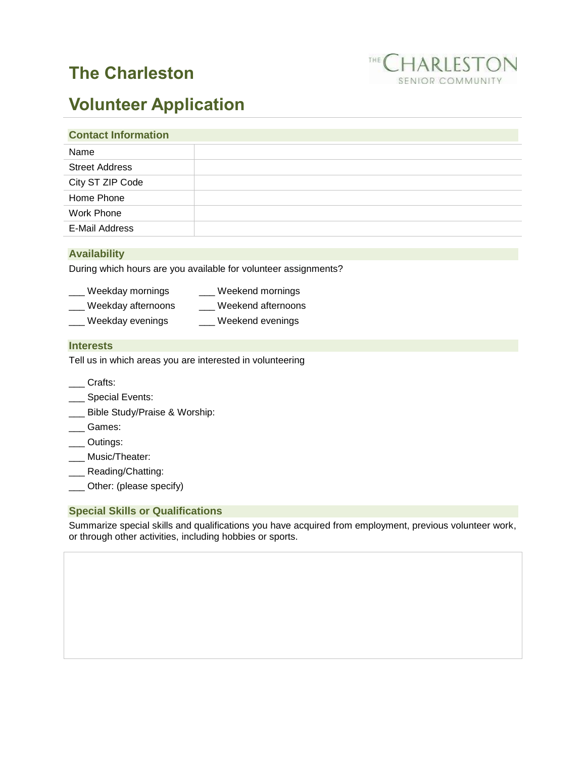# The Charleston

THE CHARLESTON SENIOR COMMUNITY

# Volunteer Application

## Contact Information

| | |
|---|---|
| Name | |
| Street Address | |
| City ST ZIP Code | |
| Home Phone | |
| Work Phone | |
| E-Mail Address | |

## Availability

During which hours are you available for volunteer assignments?

___ Weekday mornings

___ Weekday afternoons

___ Weekday evenings

___ Weekend mornings

___ Weekend afternoons

___ Weekend evenings

## Interests

Tell us in which areas you are interested in volunteering

___ Crafts:

___ Special Events:

___ Bible Study/Praise & Worship:

___ Games:

___ Outings:

___ Music/Theater:

___ Reading/Chatting:

___ Other: (please specify)

## Special Skills or Qualifications

Summarize special skills and qualifications you have acquired from employment, previous volunteer work, or through other activities, including hobbies or sports.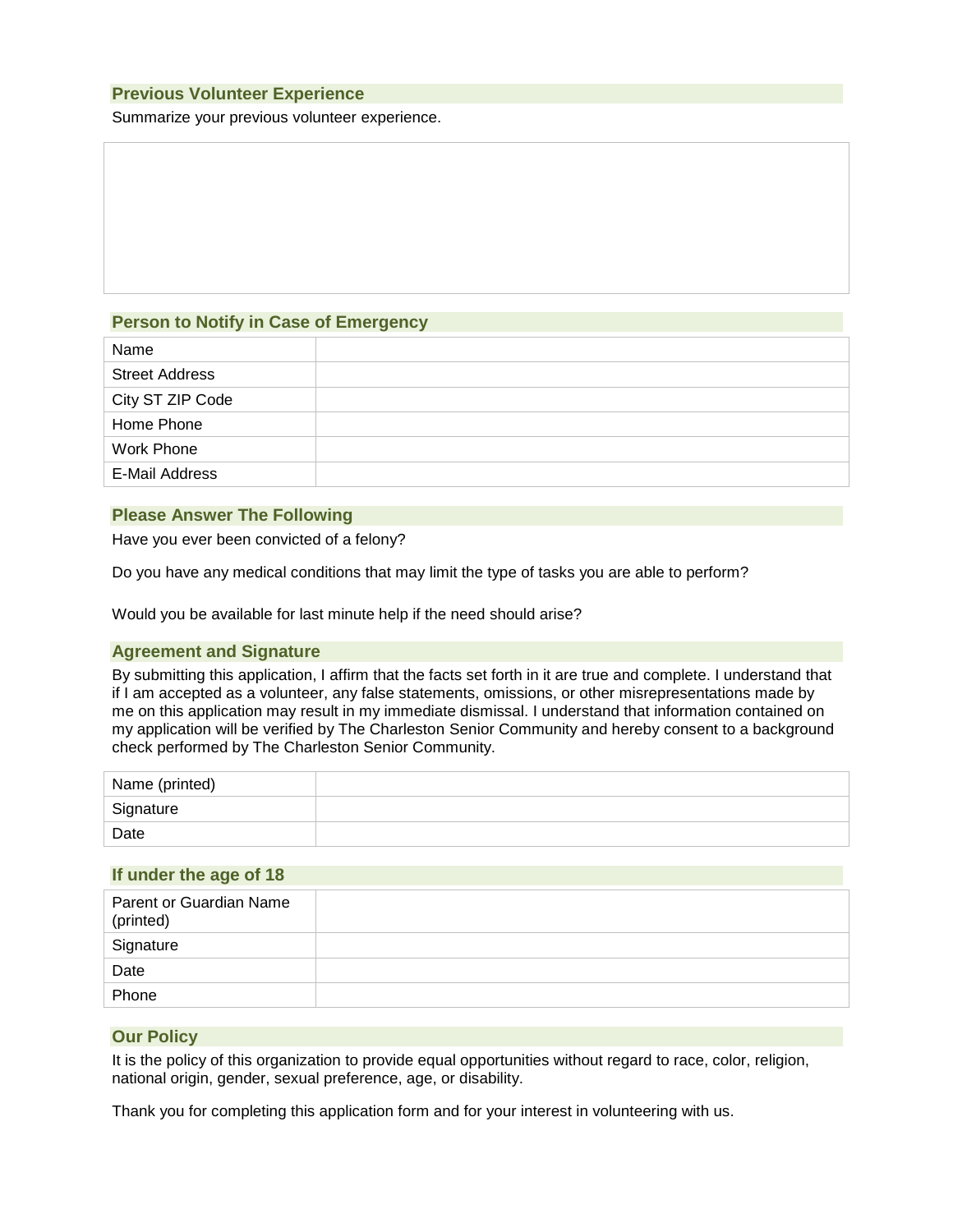## Previous Volunteer Experience

Summarize your previous volunteer experience.

## Person to Notify in Case of Emergency

| | |
|---|---|
| Name | |
| Street Address | |
| City ST ZIP Code | |
| Home Phone | |
| Work Phone | |
| E-Mail Address | |

## Please Answer The Following

Have you ever been convicted of a felony?

Do you have any medical conditions that may limit the type of tasks you are able to perform?

Would you be available for last minute help if the need should arise?

## Agreement and Signature

By submitting this application, I affirm that the facts set forth in it are true and complete. I understand that if I am accepted as a volunteer, any false statements, omissions, or other misrepresentations made by me on this application may result in my immediate dismissal. I understand that information contained on my application will be verified by The Charleston Senior Community and hereby consent to a background check performed by The Charleston Senior Community.

| | |
|---|---|
| Name (printed) | |
| Signature | |
| Date | |

## If under the age of 18

| | |
|---|---|
| Parent or Guardian Name (printed) | |
| Signature | |
| Date | |
| Phone | |

## Our Policy

It is the policy of this organization to provide equal opportunities without regard to race, color, religion, national origin, gender, sexual preference, age, or disability.

Thank you for completing this application form and for your interest in volunteering with us.